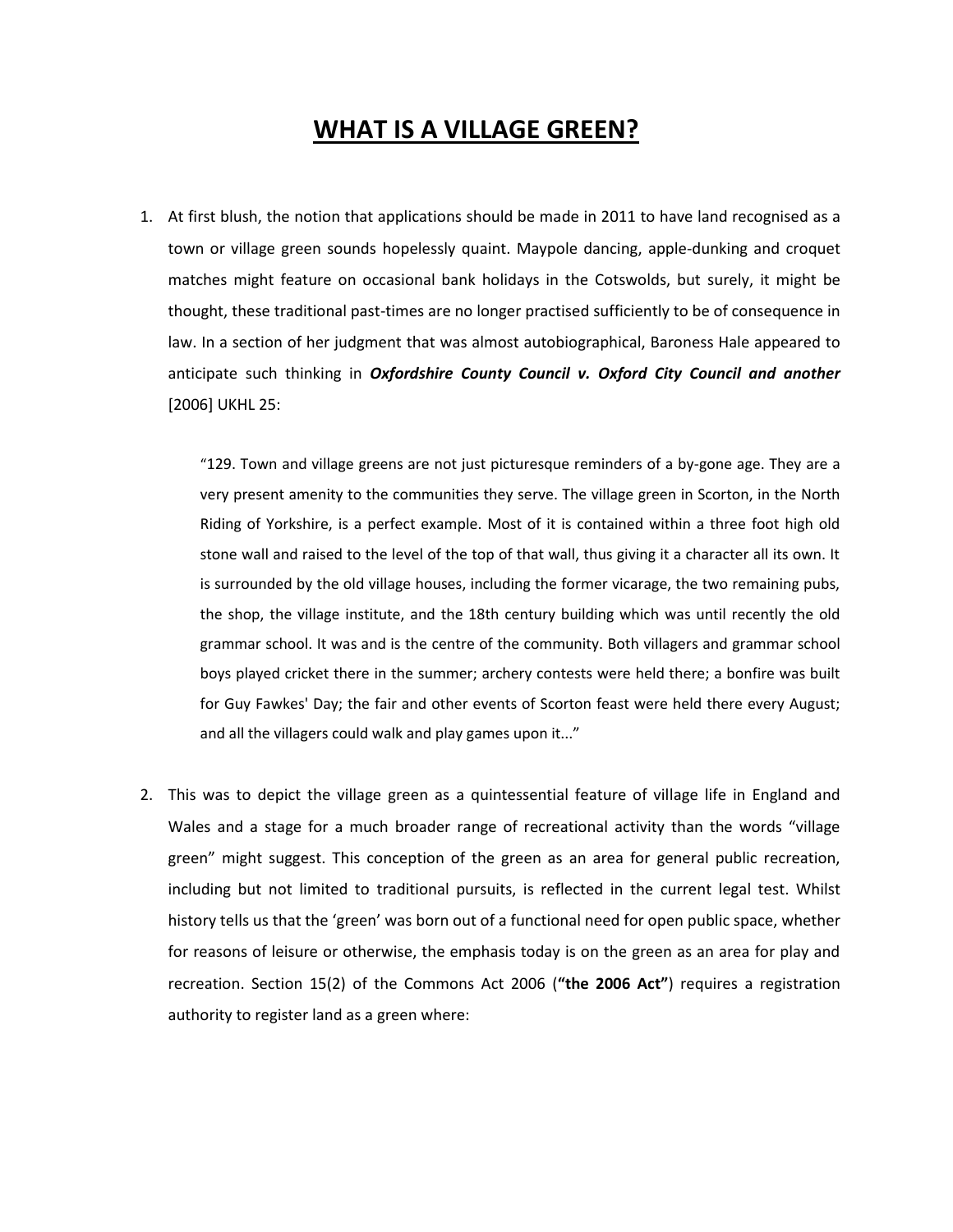# WHAT IS A VILLAGE GREEN?

1. At first blush, the notion that applications should be made in 2011 to have land recognised as a town or village green sounds hopelessly quaint. Maypole dancing, apple-dunking and croquet matches might feature on occasional bank holidays in the Cotswolds, but surely, it might be thought, these traditional past-times are no longer practised sufficiently to be of consequence in law. In a section of her judgment that was almost autobiographical, Baroness Hale appeared to anticipate such thinking in ***Oxfordshire County Council v. Oxford City Council and another*** [2006] UKHL 25:

   > "129. Town and village greens are not just picturesque reminders of a by-gone age. They are a very present amenity to the communities they serve. The village green in Scorton, in the North Riding of Yorkshire, is a perfect example. Most of it is contained within a three foot high old stone wall and raised to the level of the top of that wall, thus giving it a character all its own. It is surrounded by the old village houses, including the former vicarage, the two remaining pubs, the shop, the village institute, and the 18th century building which was until recently the old grammar school. It was and is the centre of the community. Both villagers and grammar school boys played cricket there in the summer; archery contests were held there; a bonfire was built for Guy Fawkes' Day; the fair and other events of Scorton feast were held there every August; and all the villagers could walk and play games upon it..."

2. This was to depict the village green as a quintessential feature of village life in England and Wales and a stage for a much broader range of recreational activity than the words "village green" might suggest. This conception of the green as an area for general public recreation, including but not limited to traditional pursuits, is reflected in the current legal test. Whilst history tells us that the 'green' was born out of a functional need for open public space, whether for reasons of leisure or otherwise, the emphasis today is on the green as an area for play and recreation. Section 15(2) of the Commons Act 2006 (**"the 2006 Act"**) requires a registration authority to register land as a green where: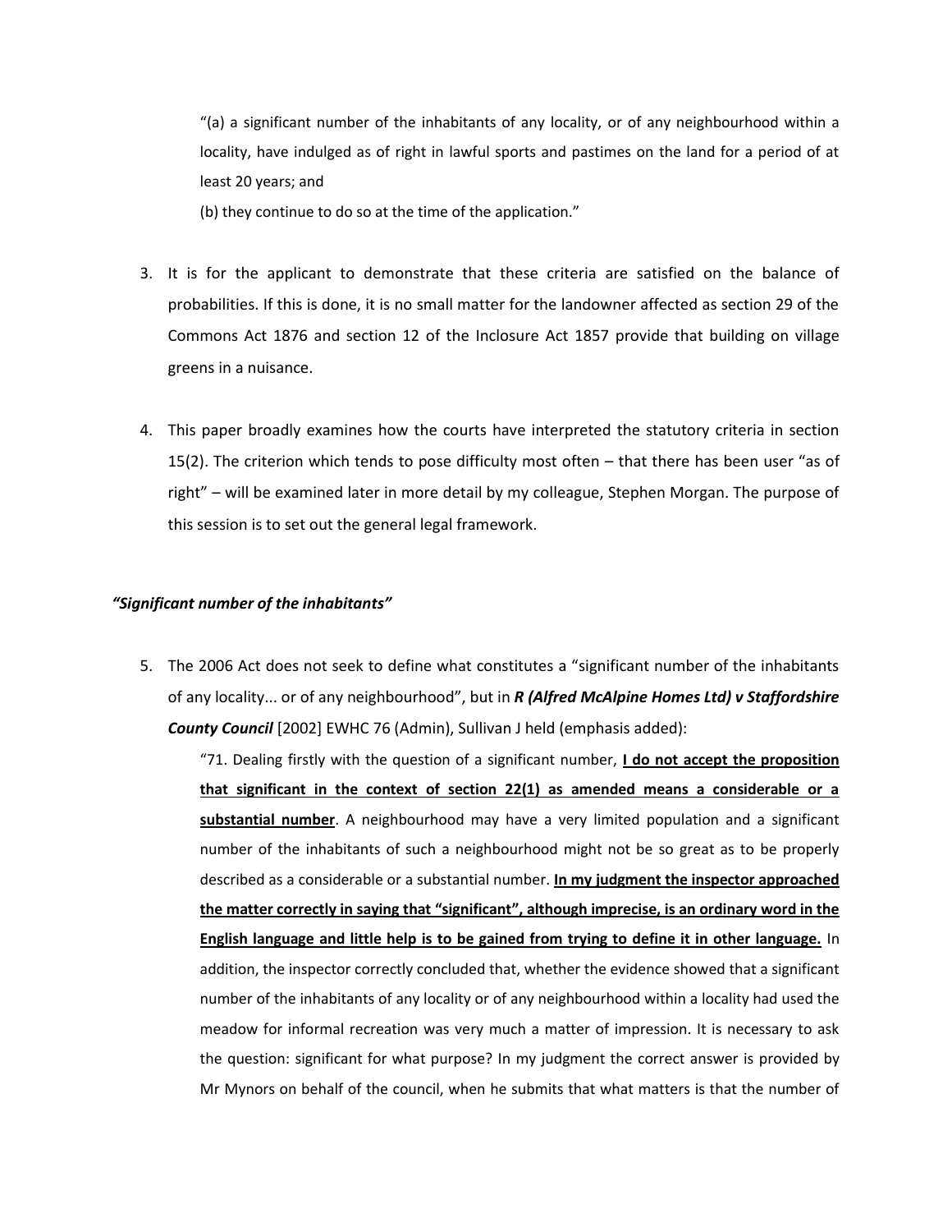> "(a) a significant number of the inhabitants of any locality, or of any neighbourhood within a locality, have indulged as of right in lawful sports and pastimes on the land for a period of at least 20 years; and
>
> (b) they continue to do so at the time of the application."

3. It is for the applicant to demonstrate that these criteria are satisfied on the balance of probabilities. If this is done, it is no small matter for the landowner affected as section 29 of the Commons Act 1876 and section 12 of the Inclosure Act 1857 provide that building on village greens in a nuisance.

4. This paper broadly examines how the courts have interpreted the statutory criteria in section 15(2). The criterion which tends to pose difficulty most often – that there has been user "as of right" – will be examined later in more detail by my colleague, Stephen Morgan. The purpose of this session is to set out the general legal framework.

***"Significant number of the inhabitants"***

5. The 2006 Act does not seek to define what constitutes a "significant number of the inhabitants of any locality... or of any neighbourhood", but in ***R (Alfred McAlpine Homes Ltd) v Staffordshire County Council*** [2002] EWHC 76 (Admin), Sullivan J held (emphasis added):

   > "71. Dealing firstly with the question of a significant number, <u>**I do not accept the proposition that significant in the context of section 22(1) as amended means a considerable or a substantial number**</u>. A neighbourhood may have a very limited population and a significant number of the inhabitants of such a neighbourhood might not be so great as to be properly described as a considerable or a substantial number. <u>**In my judgment the inspector approached the matter correctly in saying that "significant", although imprecise, is an ordinary word in the English language and little help is to be gained from trying to define it in other language.**</u> In addition, the inspector correctly concluded that, whether the evidence showed that a significant number of the inhabitants of any locality or of any neighbourhood within a locality had used the meadow for informal recreation was very much a matter of impression. It is necessary to ask the question: significant for what purpose? In my judgment the correct answer is provided by Mr Mynors on behalf of the council, when he submits that what matters is that the number of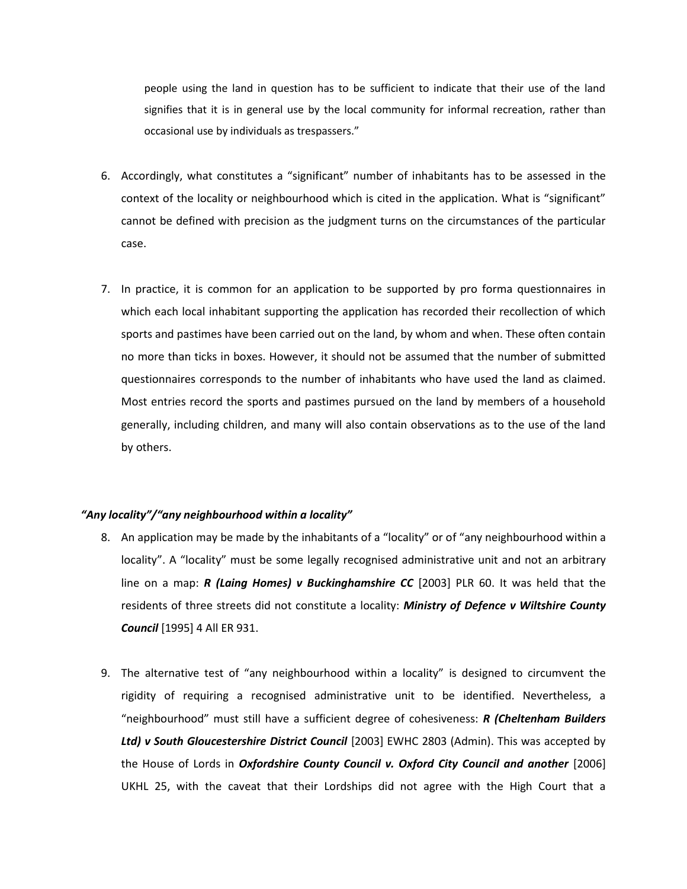people using the land in question has to be sufficient to indicate that their use of the land signifies that it is in general use by the local community for informal recreation, rather than occasional use by individuals as trespassers."

6. Accordingly, what constitutes a "significant" number of inhabitants has to be assessed in the context of the locality or neighbourhood which is cited in the application. What is "significant" cannot be defined with precision as the judgment turns on the circumstances of the particular case.

7. In practice, it is common for an application to be supported by pro forma questionnaires in which each local inhabitant supporting the application has recorded their recollection of which sports and pastimes have been carried out on the land, by whom and when. These often contain no more than ticks in boxes. However, it should not be assumed that the number of submitted questionnaires corresponds to the number of inhabitants who have used the land as claimed. Most entries record the sports and pastimes pursued on the land by members of a household generally, including children, and many will also contain observations as to the use of the land by others.

***"Any locality"/"any neighbourhood within a locality"***

8. An application may be made by the inhabitants of a "locality" or of "any neighbourhood within a locality". A "locality" must be some legally recognised administrative unit and not an arbitrary line on a map: ***R (Laing Homes) v Buckinghamshire CC*** [2003] PLR 60. It was held that the residents of three streets did not constitute a locality: ***Ministry of Defence v Wiltshire County Council*** [1995] 4 All ER 931.

9. The alternative test of "any neighbourhood within a locality" is designed to circumvent the rigidity of requiring a recognised administrative unit to be identified. Nevertheless, a "neighbourhood" must still have a sufficient degree of cohesiveness: ***R (Cheltenham Builders Ltd) v South Gloucestershire District Council*** [2003] EWHC 2803 (Admin). This was accepted by the House of Lords in ***Oxfordshire County Council v. Oxford City Council and another*** [2006] UKHL 25, with the caveat that their Lordships did not agree with the High Court that a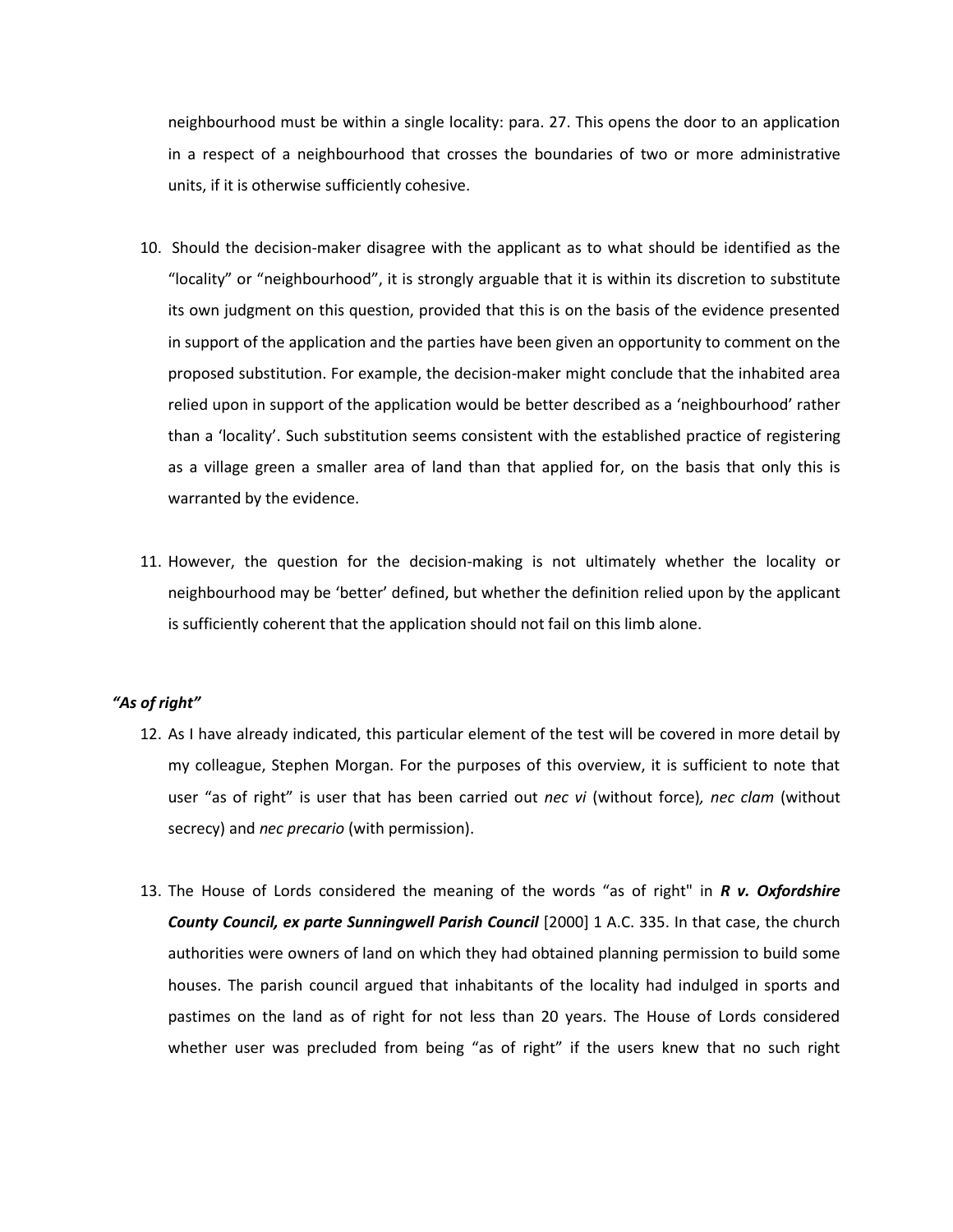neighbourhood must be within a single locality: para. 27. This opens the door to an application in a respect of a neighbourhood that crosses the boundaries of two or more administrative units, if it is otherwise sufficiently cohesive.

10. Should the decision-maker disagree with the applicant as to what should be identified as the "locality" or "neighbourhood", it is strongly arguable that it is within its discretion to substitute its own judgment on this question, provided that this is on the basis of the evidence presented in support of the application and the parties have been given an opportunity to comment on the proposed substitution. For example, the decision-maker might conclude that the inhabited area relied upon in support of the application would be better described as a 'neighbourhood' rather than a 'locality'. Such substitution seems consistent with the established practice of registering as a village green a smaller area of land than that applied for, on the basis that only this is warranted by the evidence.

11. However, the question for the decision-making is not ultimately whether the locality or neighbourhood may be 'better' defined, but whether the definition relied upon by the applicant is sufficiently coherent that the application should not fail on this limb alone.

***"As of right"***

12. As I have already indicated, this particular element of the test will be covered in more detail by my colleague, Stephen Morgan. For the purposes of this overview, it is sufficient to note that user "as of right" is user that has been carried out *nec vi* (without force)*, nec clam* (without secrecy) and *nec precario* (with permission).

13. The House of Lords considered the meaning of the words "as of right" in ***R v. Oxfordshire County Council, ex parte Sunningwell Parish Council*** [2000] 1 A.C. 335. In that case, the church authorities were owners of land on which they had obtained planning permission to build some houses. The parish council argued that inhabitants of the locality had indulged in sports and pastimes on the land as of right for not less than 20 years. The House of Lords considered whether user was precluded from being "as of right" if the users knew that no such right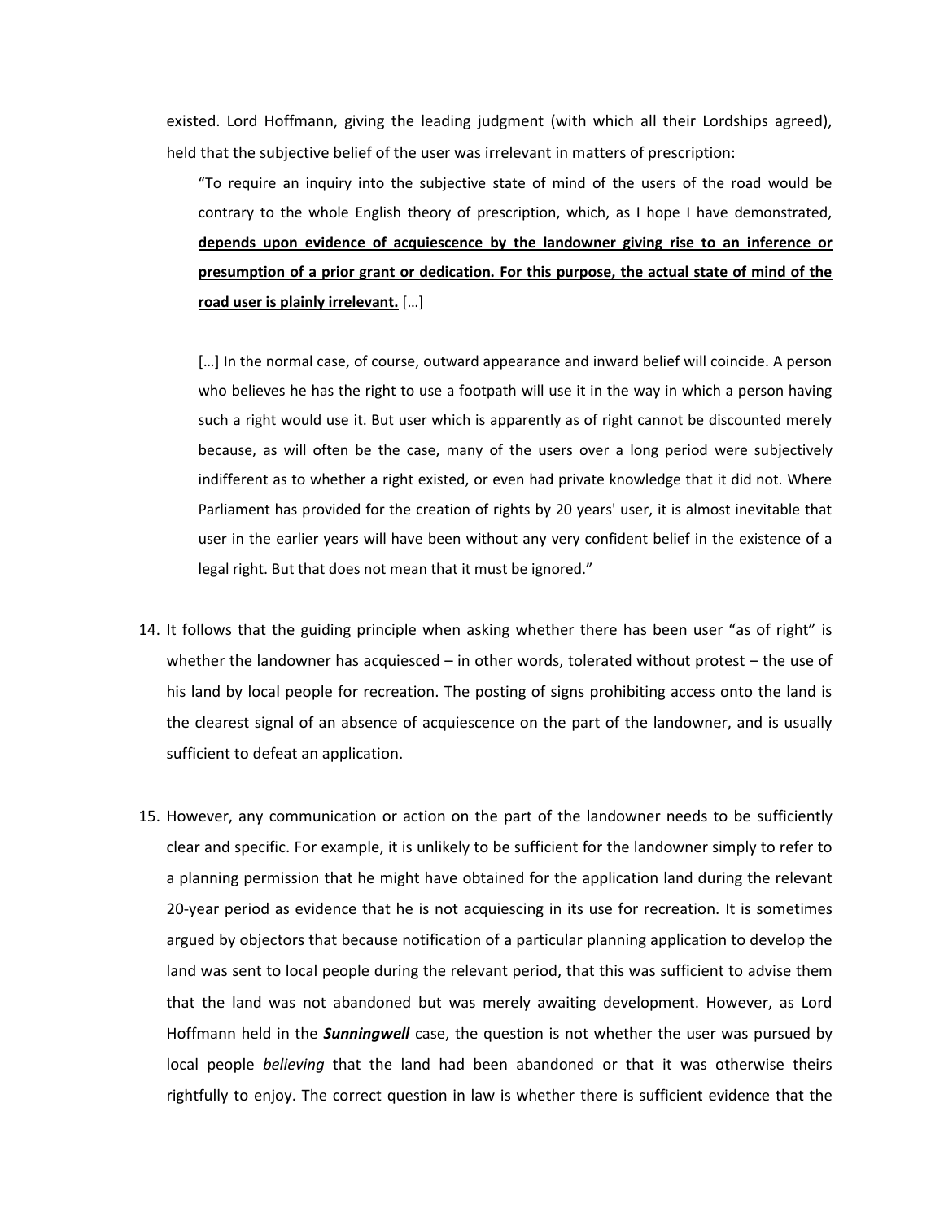existed. Lord Hoffmann, giving the leading judgment (with which all their Lordships agreed), held that the subjective belief of the user was irrelevant in matters of prescription:

> "To require an inquiry into the subjective state of mind of the users of the road would be contrary to the whole English theory of prescription, which, as I hope I have demonstrated, **depends upon evidence of acquiescence by the landowner giving rise to an inference or presumption of a prior grant or dedication. For this purpose, the actual state of mind of the road user is plainly irrelevant.** […]
>
> […] In the normal case, of course, outward appearance and inward belief will coincide. A person who believes he has the right to use a footpath will use it in the way in which a person having such a right would use it. But user which is apparently as of right cannot be discounted merely because, as will often be the case, many of the users over a long period were subjectively indifferent as to whether a right existed, or even had private knowledge that it did not. Where Parliament has provided for the creation of rights by 20 years' user, it is almost inevitable that user in the earlier years will have been without any very confident belief in the existence of a legal right. But that does not mean that it must be ignored."

14. It follows that the guiding principle when asking whether there has been user "as of right" is whether the landowner has acquiesced – in other words, tolerated without protest – the use of his land by local people for recreation. The posting of signs prohibiting access onto the land is the clearest signal of an absence of acquiescence on the part of the landowner, and is usually sufficient to defeat an application.

15. However, any communication or action on the part of the landowner needs to be sufficiently clear and specific. For example, it is unlikely to be sufficient for the landowner simply to refer to a planning permission that he might have obtained for the application land during the relevant 20-year period as evidence that he is not acquiescing in its use for recreation. It is sometimes argued by objectors that because notification of a particular planning application to develop the land was sent to local people during the relevant period, that this was sufficient to advise them that the land was not abandoned but was merely awaiting development. However, as Lord Hoffmann held in the ***Sunningwell*** case, the question is not whether the user was pursued by local people *believing* that the land had been abandoned or that it was otherwise theirs rightfully to enjoy. The correct question in law is whether there is sufficient evidence that the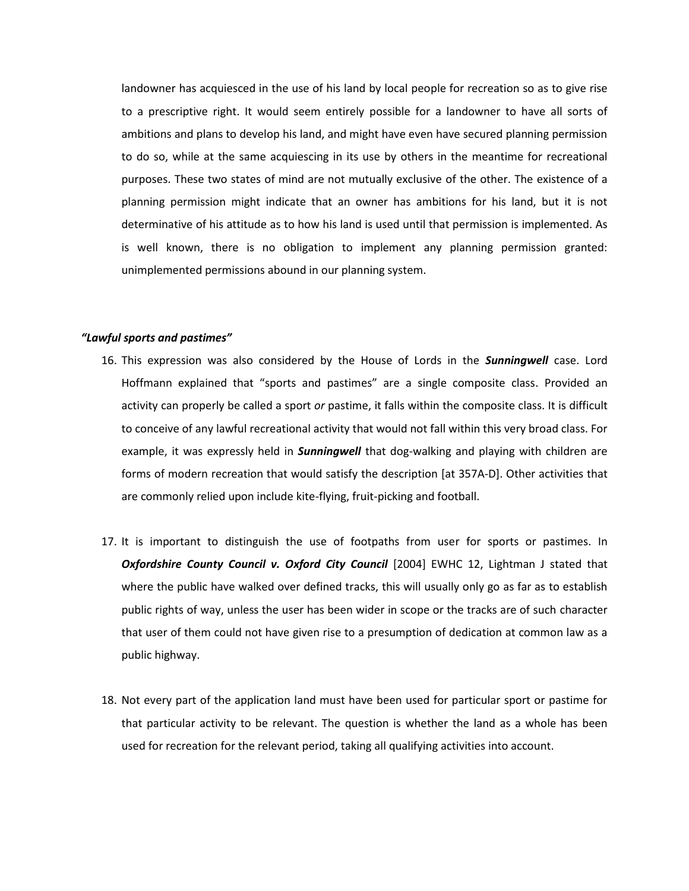landowner has acquiesced in the use of his land by local people for recreation so as to give rise to a prescriptive right. It would seem entirely possible for a landowner to have all sorts of ambitions and plans to develop his land, and might have even have secured planning permission to do so, while at the same acquiescing in its use by others in the meantime for recreational purposes. These two states of mind are not mutually exclusive of the other. The existence of a planning permission might indicate that an owner has ambitions for his land, but it is not determinative of his attitude as to how his land is used until that permission is implemented. As is well known, there is no obligation to implement any planning permission granted: unimplemented permissions abound in our planning system.

### *"Lawful sports and pastimes"*

16. This expression was also considered by the House of Lords in the ***Sunningwell*** case. Lord Hoffmann explained that "sports and pastimes" are a single composite class. Provided an activity can properly be called a sport *or* pastime, it falls within the composite class. It is difficult to conceive of any lawful recreational activity that would not fall within this very broad class. For example, it was expressly held in ***Sunningwell*** that dog-walking and playing with children are forms of modern recreation that would satisfy the description [at 357A-D]. Other activities that are commonly relied upon include kite-flying, fruit-picking and football.

17. It is important to distinguish the use of footpaths from user for sports or pastimes. In ***Oxfordshire County Council v. Oxford City Council*** [2004] EWHC 12, Lightman J stated that where the public have walked over defined tracks, this will usually only go as far as to establish public rights of way, unless the user has been wider in scope or the tracks are of such character that user of them could not have given rise to a presumption of dedication at common law as a public highway.

18. Not every part of the application land must have been used for particular sport or pastime for that particular activity to be relevant. The question is whether the land as a whole has been used for recreation for the relevant period, taking all qualifying activities into account.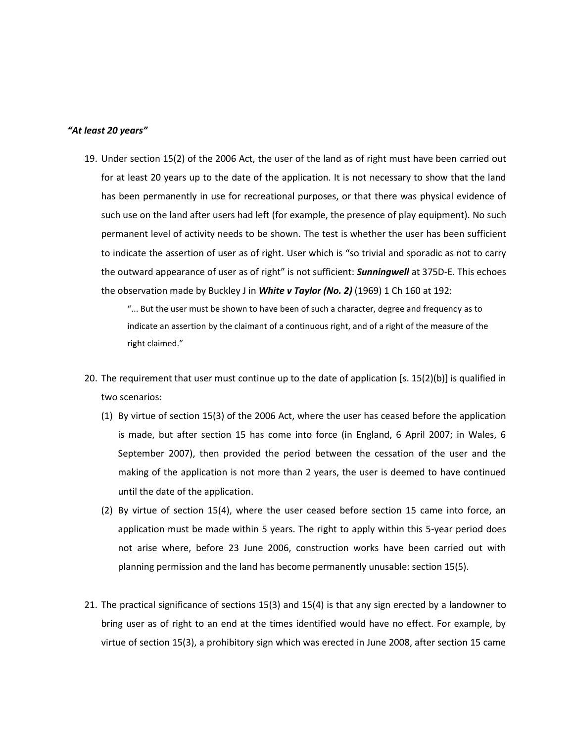***"At least 20 years"***

19. Under section 15(2) of the 2006 Act, the user of the land as of right must have been carried out for at least 20 years up to the date of the application. It is not necessary to show that the land has been permanently in use for recreational purposes, or that there was physical evidence of such use on the land after users had left (for example, the presence of play equipment). No such permanent level of activity needs to be shown. The test is whether the user has been sufficient to indicate the assertion of user as of right. User which is "so trivial and sporadic as not to carry the outward appearance of user as of right" is not sufficient: ***Sunningwell*** at 375D-E. This echoes the observation made by Buckley J in ***White v Taylor (No. 2)*** (1969) 1 Ch 160 at 192:

   > "... But the user must be shown to have been of such a character, degree and frequency as to indicate an assertion by the claimant of a continuous right, and of a right of the measure of the right claimed."

20. The requirement that user must continue up to the date of application [s. 15(2)(b)] is qualified in two scenarios:
    (1) By virtue of section 15(3) of the 2006 Act, where the user has ceased before the application is made, but after section 15 has come into force (in England, 6 April 2007; in Wales, 6 September 2007), then provided the period between the cessation of the user and the making of the application is not more than 2 years, the user is deemed to have continued until the date of the application.
    (2) By virtue of section 15(4), where the user ceased before section 15 came into force, an application must be made within 5 years. The right to apply within this 5-year period does not arise where, before 23 June 2006, construction works have been carried out with planning permission and the land has become permanently unusable: section 15(5).

21. The practical significance of sections 15(3) and 15(4) is that any sign erected by a landowner to bring user as of right to an end at the times identified would have no effect. For example, by virtue of section 15(3), a prohibitory sign which was erected in June 2008, after section 15 came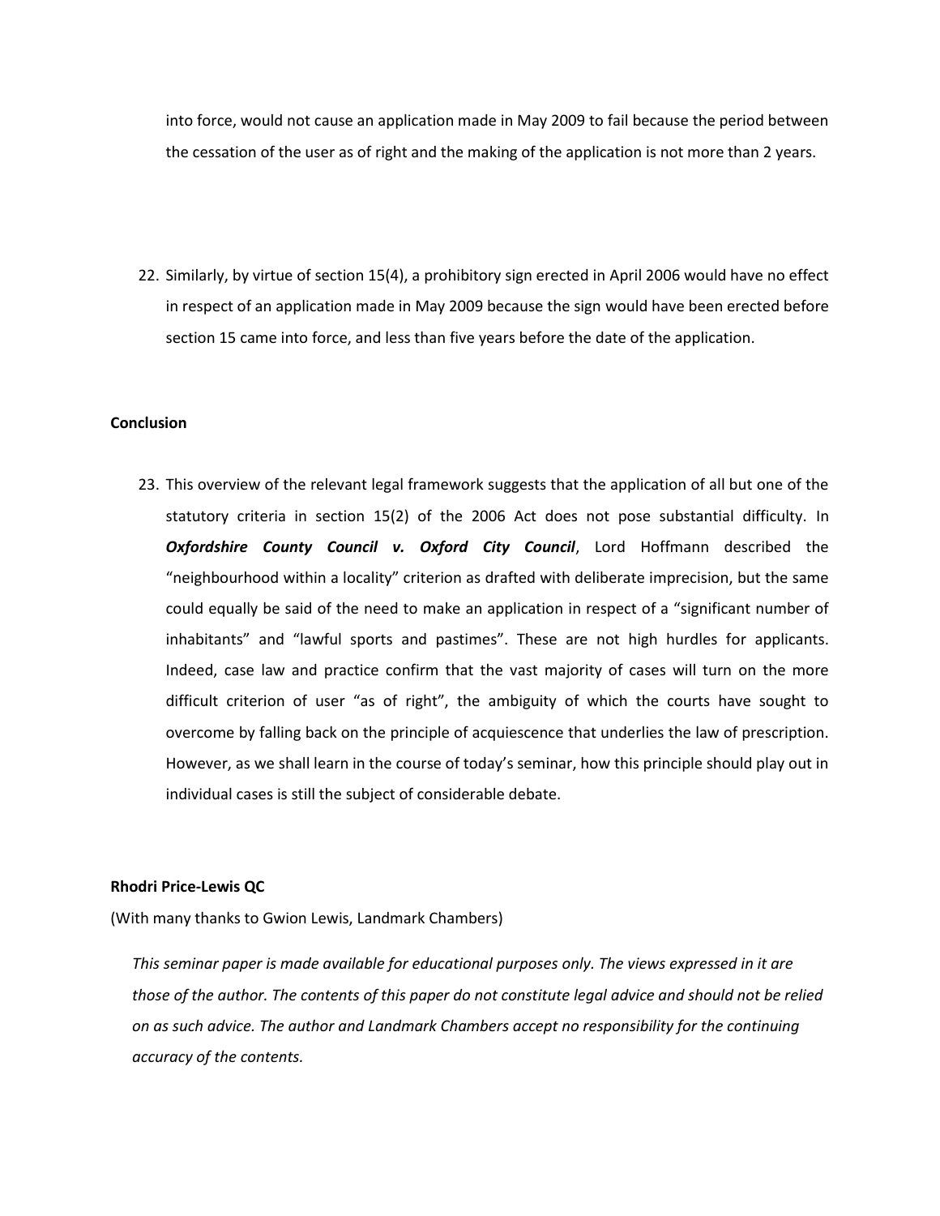into force, would not cause an application made in May 2009 to fail because the period between the cessation of the user as of right and the making of the application is not more than 2 years.

22. Similarly, by virtue of section 15(4), a prohibitory sign erected in April 2006 would have no effect in respect of an application made in May 2009 because the sign would have been erected before section 15 came into force, and less than five years before the date of the application.

**Conclusion**

23. This overview of the relevant legal framework suggests that the application of all but one of the statutory criteria in section 15(2) of the 2006 Act does not pose substantial difficulty. In ***Oxfordshire County Council v. Oxford City Council***, Lord Hoffmann described the "neighbourhood within a locality" criterion as drafted with deliberate imprecision, but the same could equally be said of the need to make an application in respect of a "significant number of inhabitants" and "lawful sports and pastimes". These are not high hurdles for applicants. Indeed, case law and practice confirm that the vast majority of cases will turn on the more difficult criterion of user "as of right", the ambiguity of which the courts have sought to overcome by falling back on the principle of acquiescence that underlies the law of prescription. However, as we shall learn in the course of today's seminar, how this principle should play out in individual cases is still the subject of considerable debate.

**Rhodri Price-Lewis QC**

(With many thanks to Gwion Lewis, Landmark Chambers)

*This seminar paper is made available for educational purposes only. The views expressed in it are those of the author. The contents of this paper do not constitute legal advice and should not be relied on as such advice. The author and Landmark Chambers accept no responsibility for the continuing accuracy of the contents.*